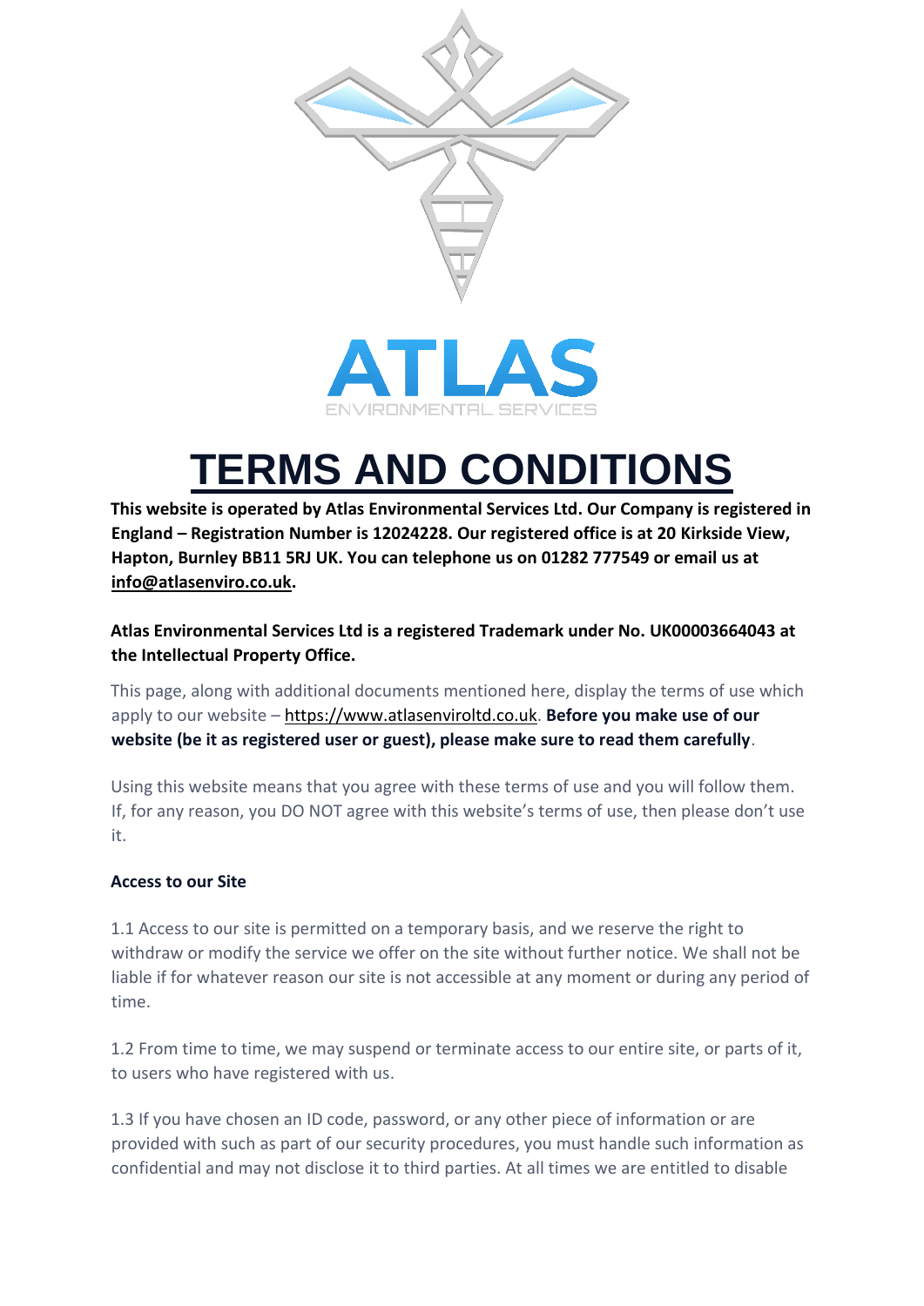# TERMS AND CONDITIONS

**This website is operated by Atlas Environmental Services Ltd. Our Company is registered in England – Registration Number is 12024228. Our registered office is at 20 Kirkside View, Hapton, Burnley BB11 5RJ UK. You can telephone us on 01282 777549 or email us at info@atlasenviro.co.uk.**

**Atlas Environmental Services Ltd is a registered Trademark under No. UK00003664043 at the Intellectual Property Office.**

This page, along with additional documents mentioned here, display the terms of use which apply to our website – https://www.atlasenviroltd.co.uk. **Before you make use of our website (be it as registered user or guest), please make sure to read them carefully**.

Using this website means that you agree with these terms of use and you will follow them. If, for any reason, you DO NOT agree with this website's terms of use, then please don't use it.

**Access to our Site**

1.1 Access to our site is permitted on a temporary basis, and we reserve the right to withdraw or modify the service we offer on the site without further notice. We shall not be liable if for whatever reason our site is not accessible at any moment or during any period of time.

1.2 From time to time, we may suspend or terminate access to our entire site, or parts of it, to users who have registered with us.

1.3 If you have chosen an ID code, password, or any other piece of information or are provided with such as part of our security procedures, you must handle such information as confidential and may not disclose it to third parties. At all times we are entitled to disable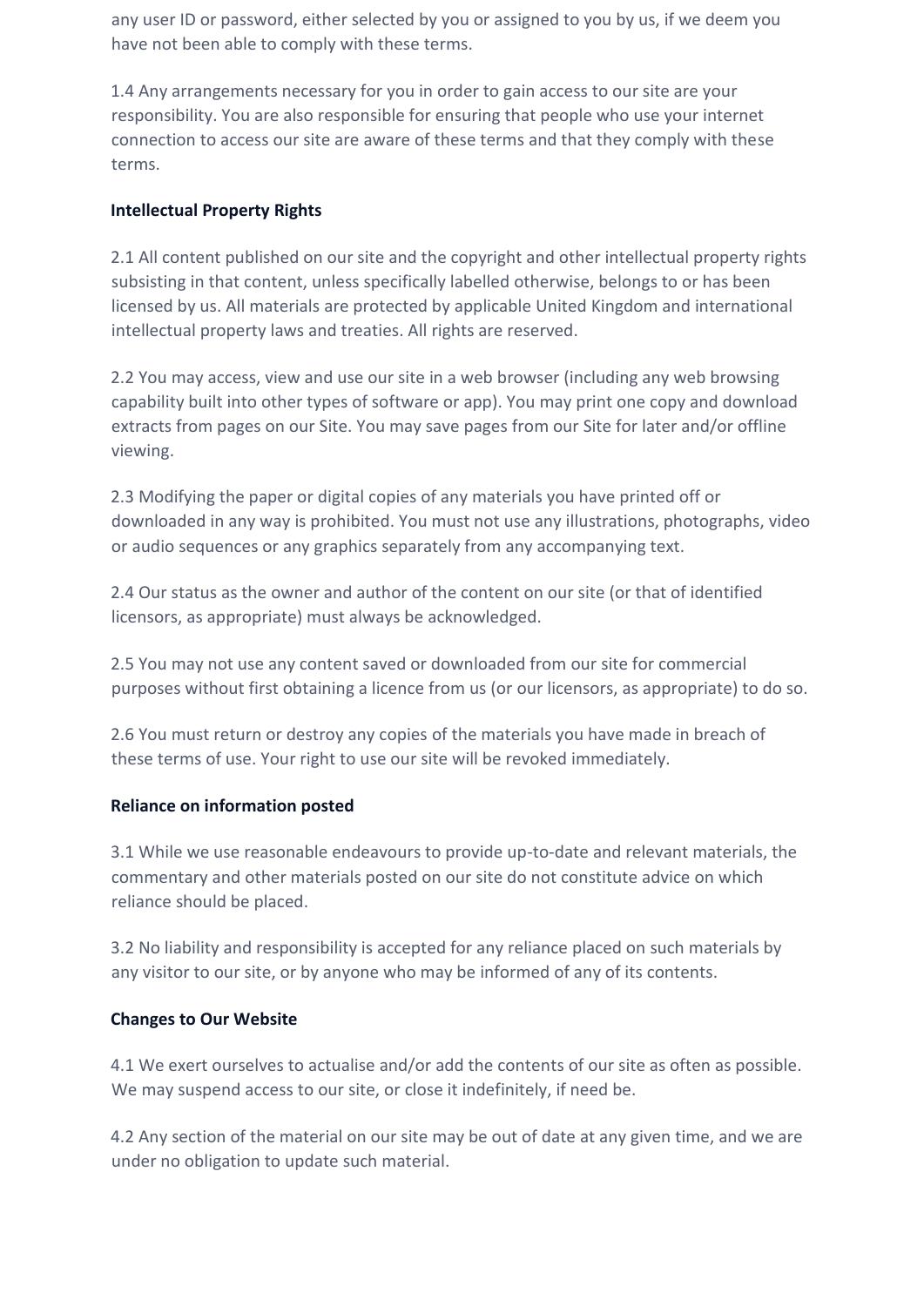any user ID or password, either selected by you or assigned to you by us, if we deem you have not been able to comply with these terms.

1.4 Any arrangements necessary for you in order to gain access to our site are your responsibility. You are also responsible for ensuring that people who use your internet connection to access our site are aware of these terms and that they comply with these terms.

**Intellectual Property Rights**

2.1 All content published on our site and the copyright and other intellectual property rights subsisting in that content, unless specifically labelled otherwise, belongs to or has been licensed by us. All materials are protected by applicable United Kingdom and international intellectual property laws and treaties. All rights are reserved.

2.2 You may access, view and use our site in a web browser (including any web browsing capability built into other types of software or app). You may print one copy and download extracts from pages on our Site. You may save pages from our Site for later and/or offline viewing.

2.3 Modifying the paper or digital copies of any materials you have printed off or downloaded in any way is prohibited. You must not use any illustrations, photographs, video or audio sequences or any graphics separately from any accompanying text.

2.4 Our status as the owner and author of the content on our site (or that of identified licensors, as appropriate) must always be acknowledged.

2.5 You may not use any content saved or downloaded from our site for commercial purposes without first obtaining a licence from us (or our licensors, as appropriate) to do so.

2.6 You must return or destroy any copies of the materials you have made in breach of these terms of use. Your right to use our site will be revoked immediately.

**Reliance on information posted**

3.1 While we use reasonable endeavours to provide up-to-date and relevant materials, the commentary and other materials posted on our site do not constitute advice on which reliance should be placed.

3.2 No liability and responsibility is accepted for any reliance placed on such materials by any visitor to our site, or by anyone who may be informed of any of its contents.

**Changes to Our Website**

4.1 We exert ourselves to actualise and/or add the contents of our site as often as possible. We may suspend access to our site, or close it indefinitely, if need be.

4.2 Any section of the material on our site may be out of date at any given time, and we are under no obligation to update such material.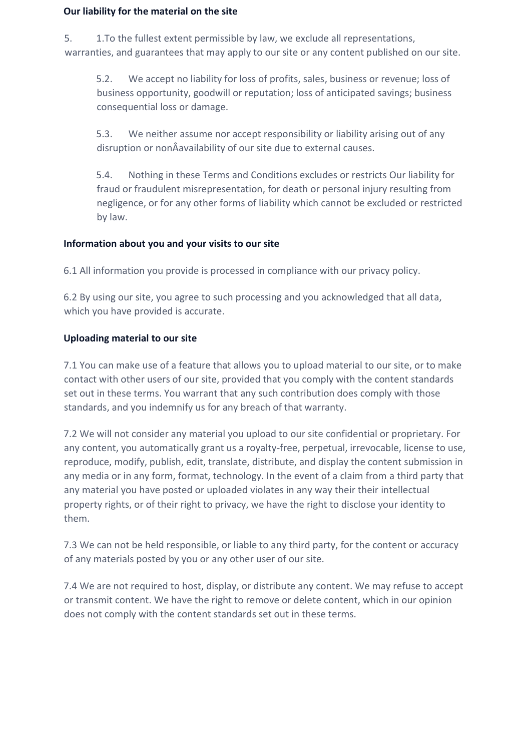**Our liability for the material on the site**

5. 1.To the fullest extent permissible by law, we exclude all representations, warranties, and guarantees that may apply to our site or any content published on our site.

5.2. We accept no liability for loss of profits, sales, business or revenue; loss of business opportunity, goodwill or reputation; loss of anticipated savings; business consequential loss or damage.

5.3. We neither assume nor accept responsibility or liability arising out of any disruption or nonÂavailability of our site due to external causes.

5.4. Nothing in these Terms and Conditions excludes or restricts Our liability for fraud or fraudulent misrepresentation, for death or personal injury resulting from negligence, or for any other forms of liability which cannot be excluded or restricted by law.

**Information about you and your visits to our site**

6.1 All information you provide is processed in compliance with our privacy policy.

6.2 By using our site, you agree to such processing and you acknowledged that all data, which you have provided is accurate.

**Uploading material to our site**

7.1 You can make use of a feature that allows you to upload material to our site, or to make contact with other users of our site, provided that you comply with the content standards set out in these terms. You warrant that any such contribution does comply with those standards, and you indemnify us for any breach of that warranty.

7.2 We will not consider any material you upload to our site confidential or proprietary. For any content, you automatically grant us a royalty-free, perpetual, irrevocable, license to use, reproduce, modify, publish, edit, translate, distribute, and display the content submission in any media or in any form, format, technology. In the event of a claim from a third party that any material you have posted or uploaded violates in any way their their intellectual property rights, or of their right to privacy, we have the right to disclose your identity to them.

7.3 We can not be held responsible, or liable to any third party, for the content or accuracy of any materials posted by you or any other user of our site.

7.4 We are not required to host, display, or distribute any content. We may refuse to accept or transmit content. We have the right to remove or delete content, which in our opinion does not comply with the content standards set out in these terms.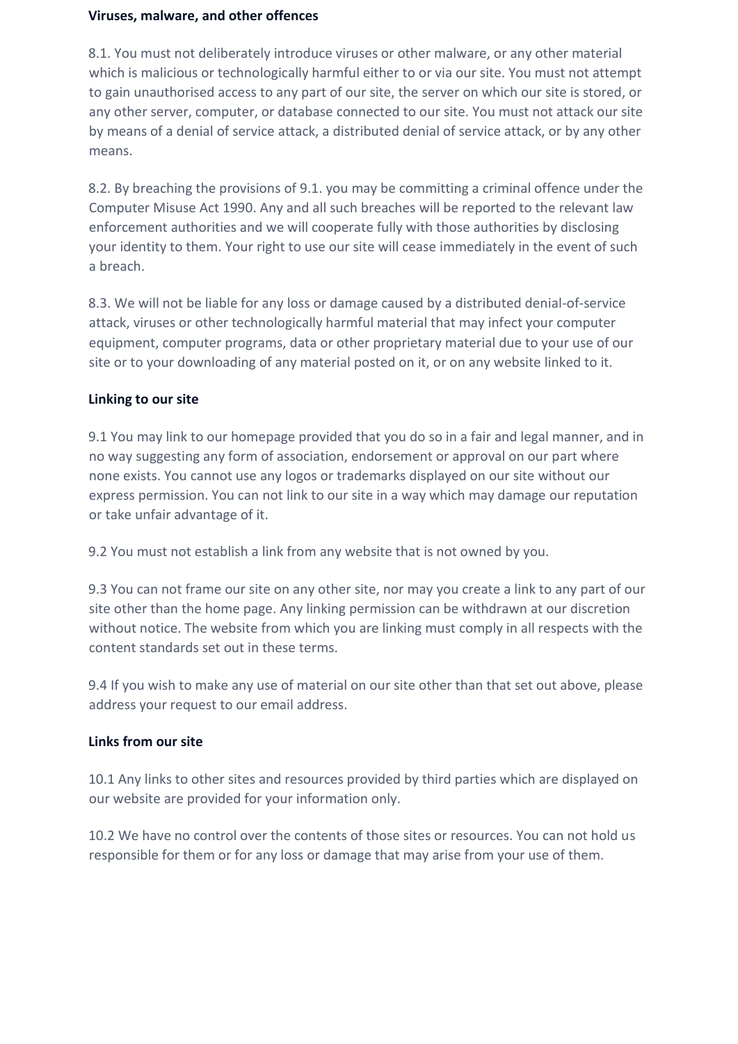**Viruses, malware, and other offences**

8.1. You must not deliberately introduce viruses or other malware, or any other material which is malicious or technologically harmful either to or via our site. You must not attempt to gain unauthorised access to any part of our site, the server on which our site is stored, or any other server, computer, or database connected to our site. You must not attack our site by means of a denial of service attack, a distributed denial of service attack, or by any other means.

8.2. By breaching the provisions of 9.1. you may be committing a criminal offence under the Computer Misuse Act 1990. Any and all such breaches will be reported to the relevant law enforcement authorities and we will cooperate fully with those authorities by disclosing your identity to them. Your right to use our site will cease immediately in the event of such a breach.

8.3. We will not be liable for any loss or damage caused by a distributed denial-of-service attack, viruses or other technologically harmful material that may infect your computer equipment, computer programs, data or other proprietary material due to your use of our site or to your downloading of any material posted on it, or on any website linked to it.

**Linking to our site**

9.1 You may link to our homepage provided that you do so in a fair and legal manner, and in no way suggesting any form of association, endorsement or approval on our part where none exists. You cannot use any logos or trademarks displayed on our site without our express permission. You can not link to our site in a way which may damage our reputation or take unfair advantage of it.

9.2 You must not establish a link from any website that is not owned by you.

9.3 You can not frame our site on any other site, nor may you create a link to any part of our site other than the home page. Any linking permission can be withdrawn at our discretion without notice. The website from which you are linking must comply in all respects with the content standards set out in these terms.

9.4 If you wish to make any use of material on our site other than that set out above, please address your request to our email address.

**Links from our site**

10.1 Any links to other sites and resources provided by third parties which are displayed on our website are provided for your information only.

10.2 We have no control over the contents of those sites or resources. You can not hold us responsible for them or for any loss or damage that may arise from your use of them.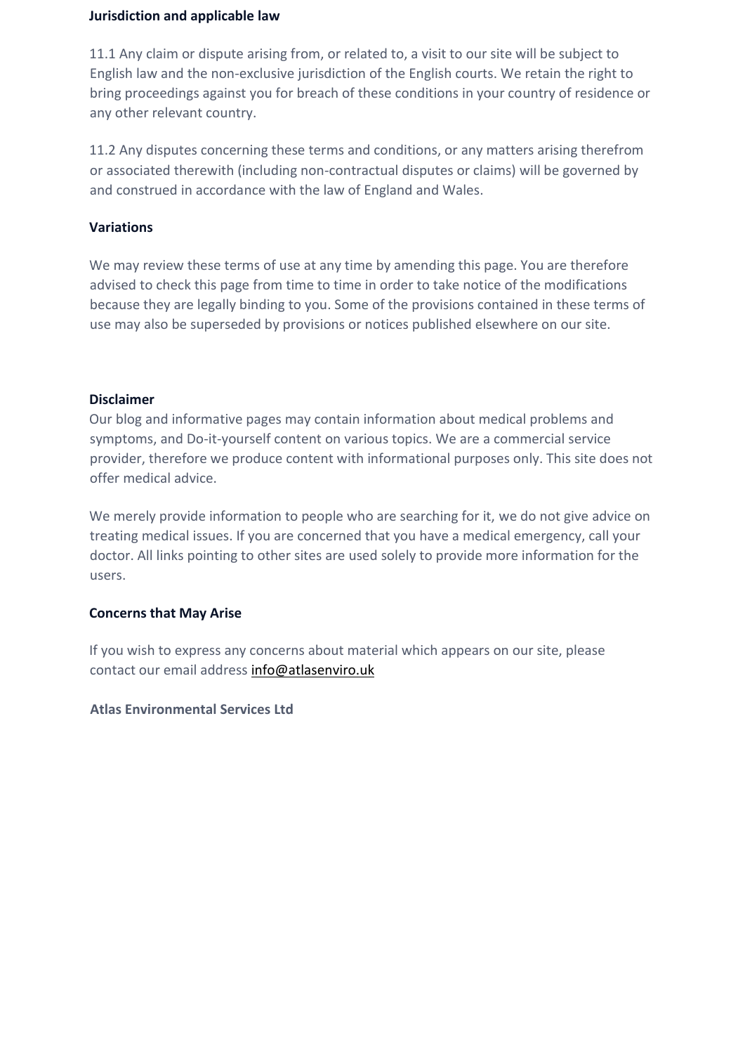**Jurisdiction and applicable law**

11.1 Any claim or dispute arising from, or related to, a visit to our site will be subject to English law and the non-exclusive jurisdiction of the English courts. We retain the right to bring proceedings against you for breach of these conditions in your country of residence or any other relevant country.

11.2 Any disputes concerning these terms and conditions, or any matters arising therefrom or associated therewith (including non-contractual disputes or claims) will be governed by and construed in accordance with the law of England and Wales.

**Variations**

We may review these terms of use at any time by amending this page. You are therefore advised to check this page from time to time in order to take notice of the modifications because they are legally binding to you. Some of the provisions contained in these terms of use may also be superseded by provisions or notices published elsewhere on our site.

**Disclaimer**

Our blog and informative pages may contain information about medical problems and symptoms, and Do-it-yourself content on various topics. We are a commercial service provider, therefore we produce content with informational purposes only. This site does not offer medical advice.

We merely provide information to people who are searching for it, we do not give advice on treating medical issues. If you are concerned that you have a medical emergency, call your doctor. All links pointing to other sites are used solely to provide more information for the users.

**Concerns that May Arise**

If you wish to express any concerns about material which appears on our site, please contact our email address info@atlasenviro.uk

**Atlas Environmental Services Ltd**